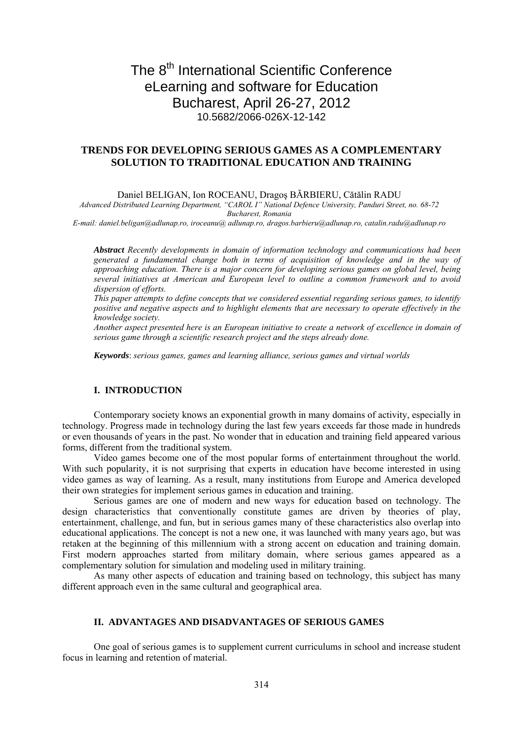# The 8th International Scientific Conference eLearning and software for Education Bucharest, April 26-27, 2012

10.5682/2066-026X-12-142

## TRENDS FOR DEVELOPING SERIOUS GAMES AS A COMPLEMENTARY SOLUTION TO TRADITIONAL EDUCATION AND TRAINING

Daniel BELIGAN, Ion ROCEANU, Dragoş BĂRBIERU, Cătălin RADU

*Advanced Distributed Learning Department, "CAROL I" National Defence University, Panduri Street, no. 68-72 Bucharest, Romania*

*E-mail: daniel.beligan@adlunap.ro, iroceanu@ adlunap.ro, dragos.barbieru@adlunap.ro, catalin.radu@adlunap.ro*

***Abstract*** *Recently developments in domain of information technology and communications had been generated a fundamental change both in terms of acquisition of knowledge and in the way of approaching education. There is a major concern for developing serious games on global level, being several initiatives at American and European level to outline a common framework and to avoid dispersion of efforts.*

*This paper attempts to define concepts that we considered essential regarding serious games, to identify positive and negative aspects and to highlight elements that are necessary to operate effectively in the knowledge society.*

*Another aspect presented here is an European initiative to create a network of excellence in domain of serious game through a scientific research project and the steps already done.*

***Keywords***: *serious games, games and learning alliance, serious games and virtual worlds*

### I. INTRODUCTION

Contemporary society knows an exponential growth in many domains of activity, especially in technology. Progress made in technology during the last few years exceeds far those made in hundreds or even thousands of years in the past. No wonder that in education and training field appeared various forms, different from the traditional system.

Video games become one of the most popular forms of entertainment throughout the world. With such popularity, it is not surprising that experts in education have become interested in using video games as way of learning. As a result, many institutions from Europe and America developed their own strategies for implement serious games in education and training.

Serious games are one of modern and new ways for education based on technology. The design characteristics that conventionally constitute games are driven by theories of play, entertainment, challenge, and fun, but in serious games many of these characteristics also overlap into educational applications. The concept is not a new one, it was launched with many years ago, but was retaken at the beginning of this millennium with a strong accent on education and training domain. First modern approaches started from military domain, where serious games appeared as a complementary solution for simulation and modeling used in military training.

As many other aspects of education and training based on technology, this subject has many different approach even in the same cultural and geographical area.

### II. ADVANTAGES AND DISADVANTAGES OF SERIOUS GAMES

One goal of serious games is to supplement current curriculums in school and increase student focus in learning and retention of material.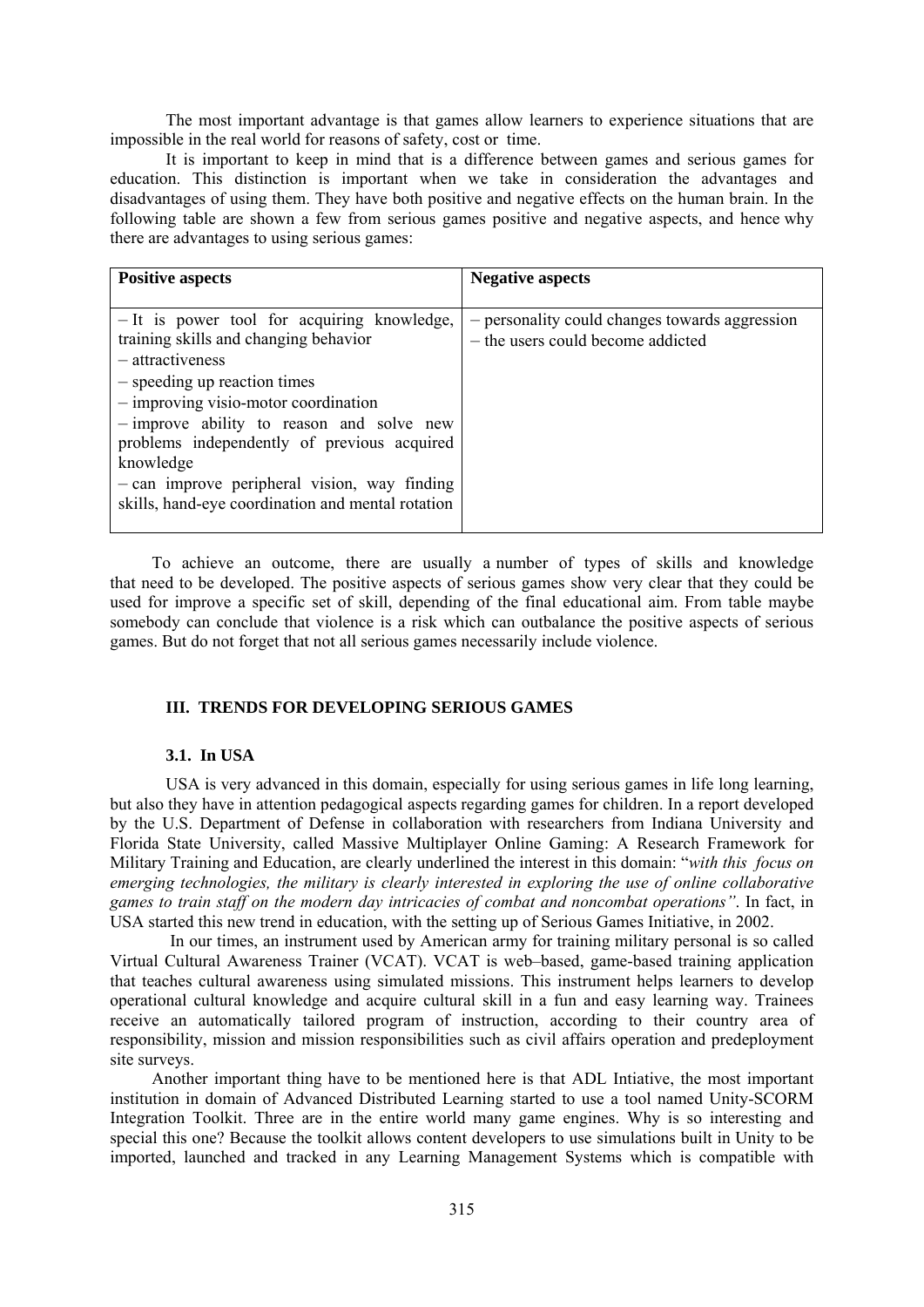The most important advantage is that games allow learners to experience situations that are impossible in the real world for reasons of safety, cost or time.

It is important to keep in mind that is a difference between games and serious games for education. This distinction is important when we take in consideration the advantages and disadvantages of using them. They have both positive and negative effects on the human brain. In the following table are shown a few from serious games positive and negative aspects, and hence why there are advantages to using serious games:

| **Positive aspects** | **Negative aspects** |
|---|---|
| – It is power tool for acquiring knowledge, training skills and changing behavior<br>– attractiveness<br>– speeding up reaction times<br>– improving visio-motor coordination<br>– improve ability to reason and solve new problems independently of previous acquired knowledge<br>– can improve peripheral vision, way finding skills, hand-eye coordination and mental rotation | – personality could changes towards aggression<br>– the users could become addicted |

To achieve an outcome, there are usually a number of types of skills and knowledge that need to be developed. The positive aspects of serious games show very clear that they could be used for improve a specific set of skill, depending of the final educational aim. From table maybe somebody can conclude that violence is a risk which can outbalance the positive aspects of serious games. But do not forget that not all serious games necessarily include violence.

## III. TRENDS FOR DEVELOPING SERIOUS GAMES

### 3.1. In USA

USA is very advanced in this domain, especially for using serious games in life long learning, but also they have in attention pedagogical aspects regarding games for children. In a report developed by the U.S. Department of Defense in collaboration with researchers from Indiana University and Florida State University, called Massive Multiplayer Online Gaming: A Research Framework for Military Training and Education, are clearly underlined the interest in this domain: "*with this focus on emerging technologies, the military is clearly interested in exploring the use of online collaborative games to train staff on the modern day intricacies of combat and noncombat operations*". In fact, in USA started this new trend in education, with the setting up of Serious Games Initiative, in 2002.

In our times, an instrument used by American army for training military personal is so called Virtual Cultural Awareness Trainer (VCAT). VCAT is web–based, game-based training application that teaches cultural awareness using simulated missions. This instrument helps learners to develop operational cultural knowledge and acquire cultural skill in a fun and easy learning way. Trainees receive an automatically tailored program of instruction, according to their country area of responsibility, mission and mission responsibilities such as civil affairs operation and predeployment site surveys.

Another important thing have to be mentioned here is that ADL Intiative, the most important institution in domain of Advanced Distributed Learning started to use a tool named Unity-SCORM Integration Toolkit. Three are in the entire world many game engines. Why is so interesting and special this one? Because the toolkit allows content developers to use simulations built in Unity to be imported, launched and tracked in any Learning Management Systems which is compatible with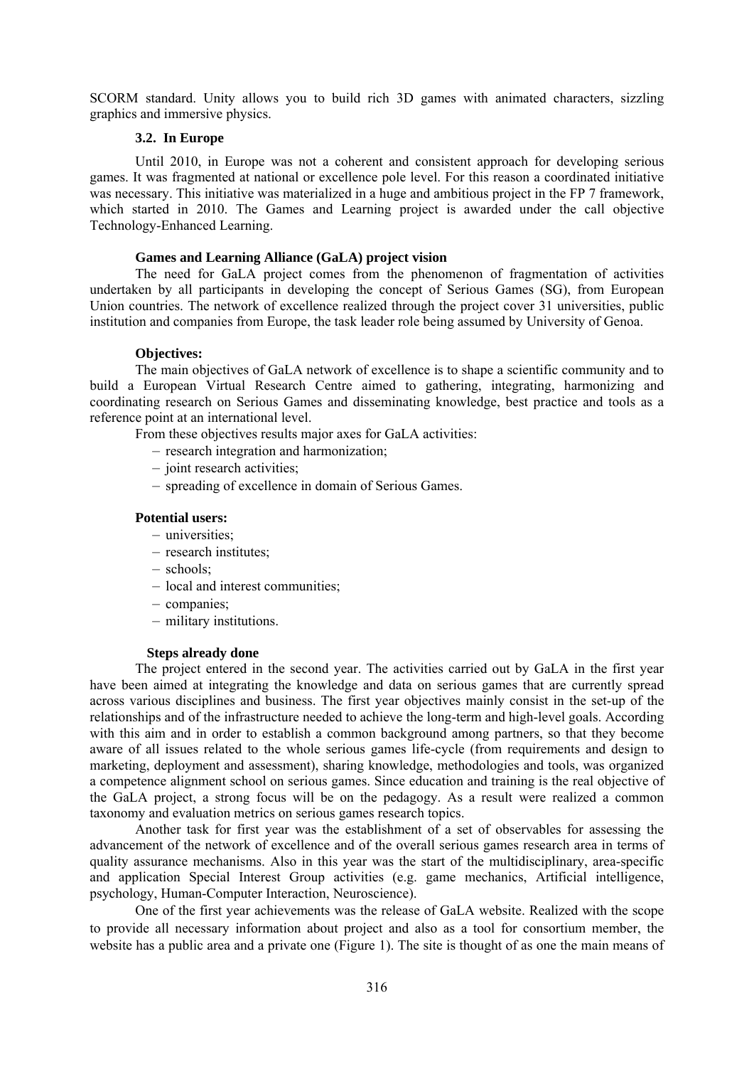SCORM standard. Unity allows you to build rich 3D games with animated characters, sizzling graphics and immersive physics.

### 3.2. In Europe

Until 2010, in Europe was not a coherent and consistent approach for developing serious games. It was fragmented at national or excellence pole level. For this reason a coordinated initiative was necessary. This initiative was materialized in a huge and ambitious project in the FP 7 framework, which started in 2010. The Games and Learning project is awarded under the call objective Technology-Enhanced Learning.

**Games and Learning Alliance (GaLA) project vision**

The need for GaLA project comes from the phenomenon of fragmentation of activities undertaken by all participants in developing the concept of Serious Games (SG), from European Union countries. The network of excellence realized through the project cover 31 universities, public institution and companies from Europe, the task leader role being assumed by University of Genoa.

**Objectives:**

The main objectives of GaLA network of excellence is to shape a scientific community and to build a European Virtual Research Centre aimed to gathering, integrating, harmonizing and coordinating research on Serious Games and disseminating knowledge, best practice and tools as a reference point at an international level.

From these objectives results major axes for GaLA activities:

- research integration and harmonization;
- joint research activities;
- spreading of excellence in domain of Serious Games.

**Potential users:**

- universities;
- research institutes;
- schools;
- local and interest communities;
- companies;
- military institutions.

**Steps already done**

The project entered in the second year. The activities carried out by GaLA in the first year have been aimed at integrating the knowledge and data on serious games that are currently spread across various disciplines and business. The first year objectives mainly consist in the set-up of the relationships and of the infrastructure needed to achieve the long-term and high-level goals. According with this aim and in order to establish a common background among partners, so that they become aware of all issues related to the whole serious games life-cycle (from requirements and design to marketing, deployment and assessment), sharing knowledge, methodologies and tools, was organized a competence alignment school on serious games. Since education and training is the real objective of the GaLA project, a strong focus will be on the pedagogy. As a result were realized a common taxonomy and evaluation metrics on serious games research topics.

Another task for first year was the establishment of a set of observables for assessing the advancement of the network of excellence and of the overall serious games research area in terms of quality assurance mechanisms. Also in this year was the start of the multidisciplinary, area-specific and application Special Interest Group activities (e.g. game mechanics, Artificial intelligence, psychology, Human-Computer Interaction, Neuroscience).

One of the first year achievements was the release of GaLA website. Realized with the scope to provide all necessary information about project and also as a tool for consortium member, the website has a public area and a private one (Figure 1). The site is thought of as one the main means of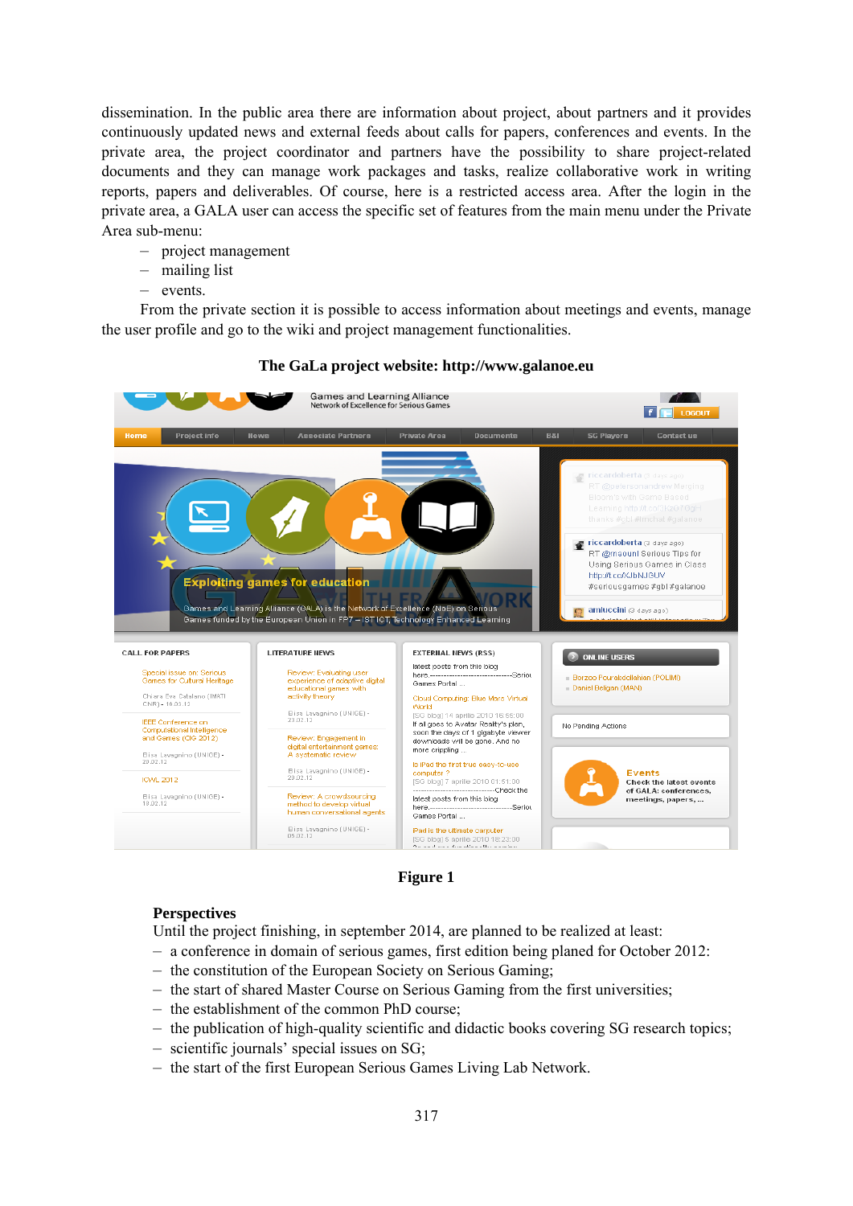dissemination. In the public area there are information about project, about partners and it provides continuously updated news and external feeds about calls for papers, conferences and events. In the private area, the project coordinator and partners have the possibility to share project-related documents and they can manage work packages and tasks, realize collaborative work in writing reports, papers and deliverables. Of course, here is a restricted access area. After the login in the private area, a GALA user can access the specific set of features from the main menu under the Private Area sub-menu:

- project management
- mailing list
- events.

From the private section it is possible to access information about meetings and events, manage the user profile and go to the wiki and project management functionalities.

**The GaLa project website: http://www.galanoe.eu**

**Figure 1**

**Perspectives**

Until the project finishing, in september 2014, are planned to be realized at least:

- a conference in domain of serious games, first edition being planed for October 2012:
- the constitution of the European Society on Serious Gaming;
- the start of shared Master Course on Serious Gaming from the first universities;
- the establishment of the common PhD course;
- the publication of high-quality scientific and didactic books covering SG research topics;
- scientific journals' special issues on SG;
- the start of the first European Serious Games Living Lab Network.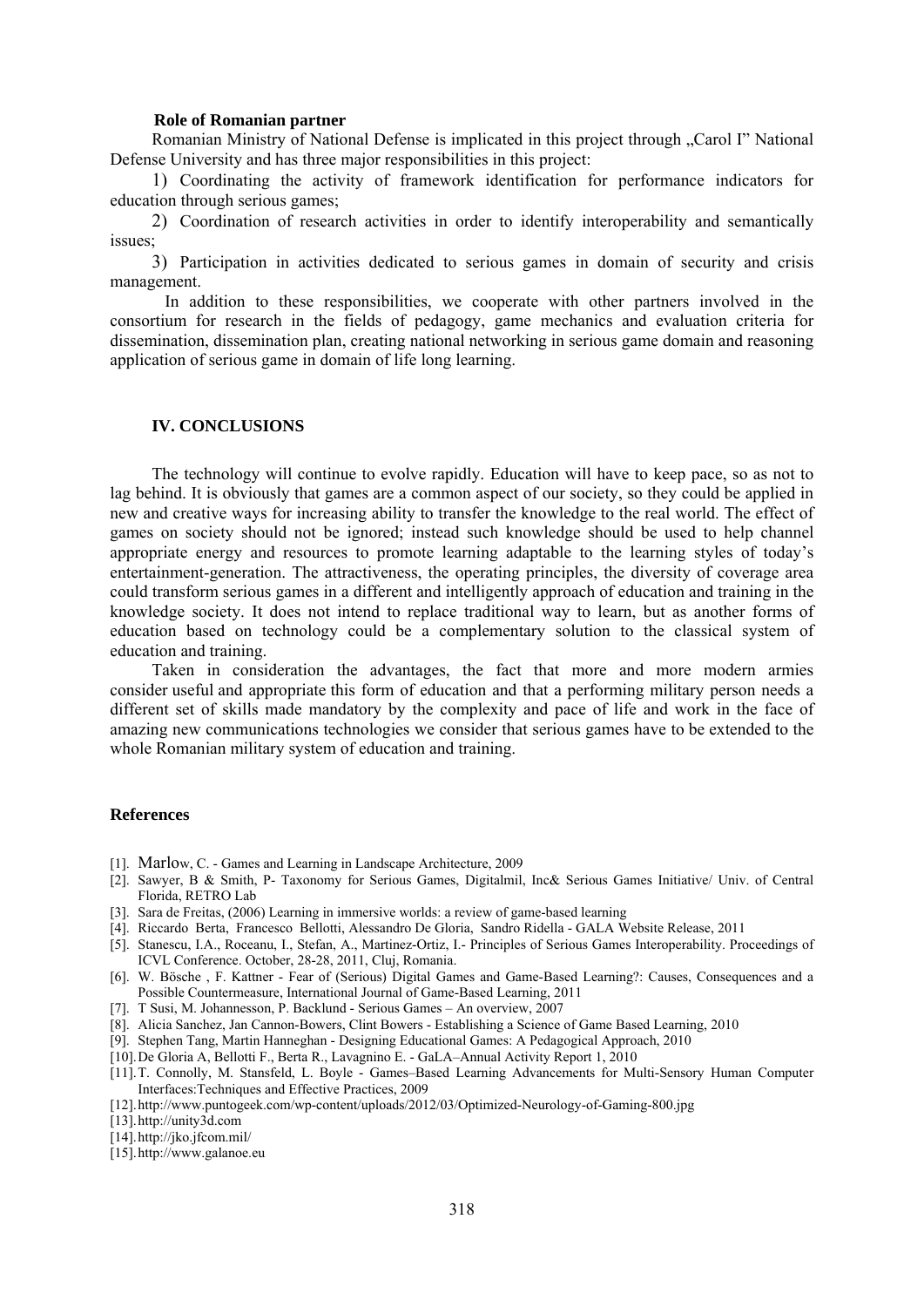**Role of Romanian partner**

Romanian Ministry of National Defense is implicated in this project through „Carol I" National Defense University and has three major responsibilities in this project:

1) Coordinating the activity of framework identification for performance indicators for education through serious games;

2) Coordination of research activities in order to identify interoperability and semantically issues;

3) Participation in activities dedicated to serious games in domain of security and crisis management.

In addition to these responsibilities, we cooperate with other partners involved in the consortium for research in the fields of pedagogy, game mechanics and evaluation criteria for dissemination, dissemination plan, creating national networking in serious game domain and reasoning application of serious game in domain of life long learning.

## IV. CONCLUSIONS

The technology will continue to evolve rapidly. Education will have to keep pace, so as not to lag behind. It is obviously that games are a common aspect of our society, so they could be applied in new and creative ways for increasing ability to transfer the knowledge to the real world. The effect of games on society should not be ignored; instead such knowledge should be used to help channel appropriate energy and resources to promote learning adaptable to the learning styles of today's entertainment-generation. The attractiveness, the operating principles, the diversity of coverage area could transform serious games in a different and intelligently approach of education and training in the knowledge society. It does not intend to replace traditional way to learn, but as another forms of education based on technology could be a complementary solution to the classical system of education and training.

Taken in consideration the advantages, the fact that more and more modern armies consider useful and appropriate this form of education and that a performing military person needs a different set of skills made mandatory by the complexity and pace of life and work in the face of amazing new communications technologies we consider that serious games have to be extended to the whole Romanian military system of education and training.

## References

[1]. Marlow, C. - Games and Learning in Landscape Architecture, 2009

[2]. Sawyer, B & Smith, P- Taxonomy for Serious Games, Digitalmil, Inc& Serious Games Initiative/ Univ. of Central Florida, RETRO Lab

[3]. Sara de Freitas, (2006) Learning in immersive worlds: a review of game-based learning

[4]. Riccardo Berta, Francesco Bellotti, Alessandro De Gloria, Sandro Ridella - GALA Website Release, 2011

[5]. Stanescu, I.A., Roceanu, I., Stefan, A., Martinez-Ortiz, I.- Principles of Serious Games Interoperability. Proceedings of ICVL Conference. October, 28-28, 2011, Cluj, Romania.

[6]. W. Bösche , F. Kattner - Fear of (Serious) Digital Games and Game-Based Learning?: Causes, Consequences and a Possible Countermeasure, International Journal of Game-Based Learning, 2011

[7]. T Susi, M. Johannesson, P. Backlund - Serious Games – An overview, 2007

[8]. Alicia Sanchez, Jan Cannon-Bowers, Clint Bowers - Establishing a Science of Game Based Learning, 2010

[9]. Stephen Tang, Martin Hanneghan - Designing Educational Games: A Pedagogical Approach, 2010

[10]. De Gloria A, Bellotti F., Berta R., Lavagnino E. - GaLA–Annual Activity Report 1, 2010

[11]. T. Connolly, M. Stansfeld, L. Boyle - Games–Based Learning Advancements for Multi-Sensory Human Computer Interfaces:Techniques and Effective Practices, 2009

[12]. http://www.puntogeek.com/wp-content/uploads/2012/03/Optimized-Neurology-of-Gaming-800.jpg

[13]. http://unity3d.com

[14]. http://jko.jfcom.mil/

[15]. http://www.galanoe.eu